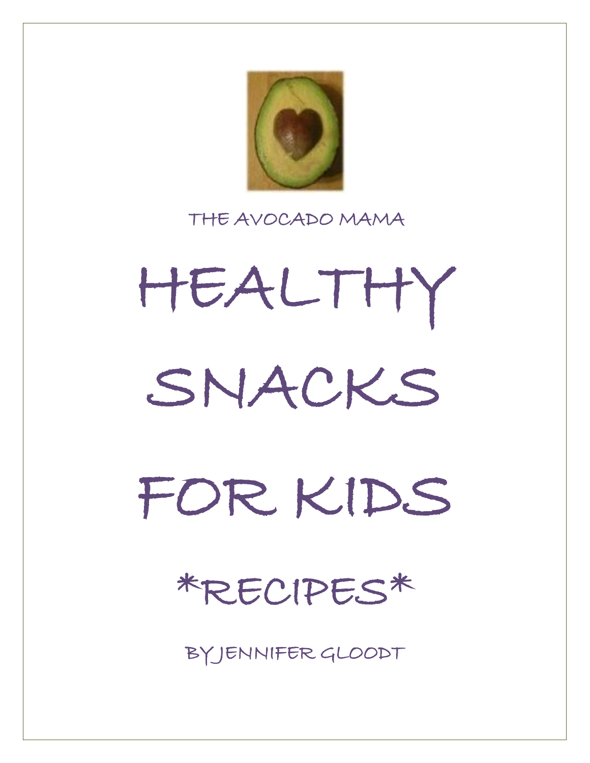THE AVOCADO MAMA

# HEALTHY SNACKS FOR KIDS

## *RECIPES*

BY JENNIFER GLOODT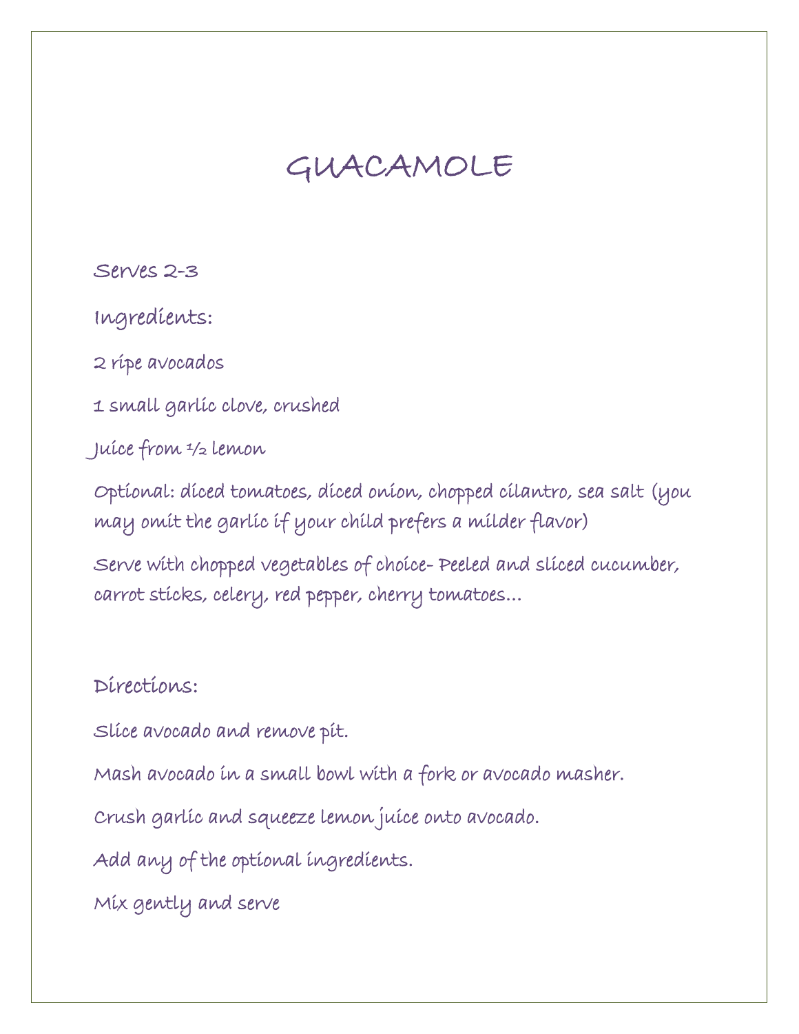# GUACAMOLE

Serves 2-3

Ingredients:

2 ripe avocados

1 small garlic clove, crushed

Juice from ½ lemon

Optional: diced tomatoes, diced onion, chopped cilantro, sea salt (you may omit the garlic if your child prefers a milder flavor)

Serve with chopped vegetables of choice- Peeled and sliced cucumber, carrot sticks, celery, red pepper, cherry tomatoes…

Directions:

Slice avocado and remove pit.

Mash avocado in a small bowl with a fork or avocado masher.

Crush garlic and squeeze lemon juice onto avocado.

Add any of the optional ingredients.

Mix gently and serve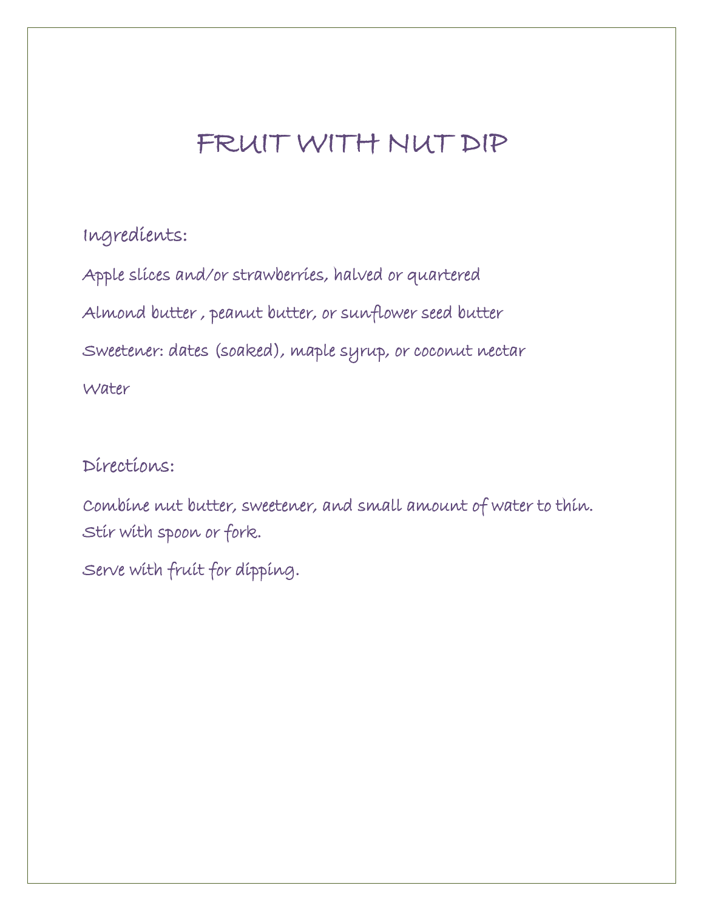# FRUIT WITH NUT DIP

## Ingredients:

Apple slices and/or strawberries, halved or quartered

Almond butter , peanut butter, or sunflower seed butter

Sweetener: dates (soaked), maple syrup, or coconut nectar

Water

## Directions:

Combine nut butter, sweetener, and small amount of water to thin. Stir with spoon or fork.

Serve with fruit for dipping.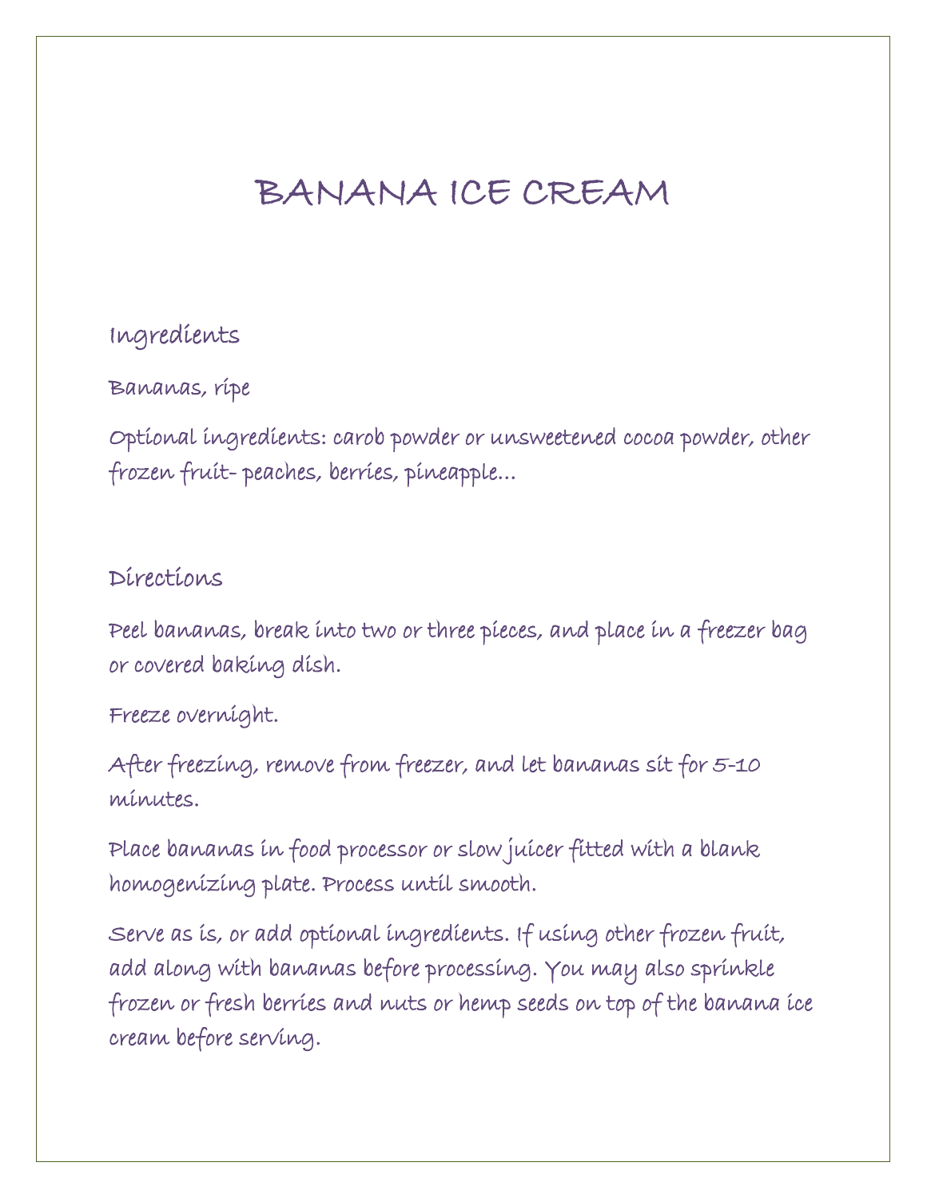# BANANA ICE CREAM

## Ingredients

Bananas, ripe

Optional ingredients: carob powder or unsweetened cocoa powder, other frozen fruit- peaches, berries, pineapple…

## Directions

Peel bananas, break into two or three pieces, and place in a freezer bag or covered baking dish.

Freeze overnight.

After freezing, remove from freezer, and let bananas sit for 5-10 minutes.

Place bananas in food processor or slow juicer fitted with a blank homogenizing plate. Process until smooth.

Serve as is, or add optional ingredients. If using other frozen fruit, add along with bananas before processing. You may also sprinkle frozen or fresh berries and nuts or hemp seeds on top of the banana ice cream before serving.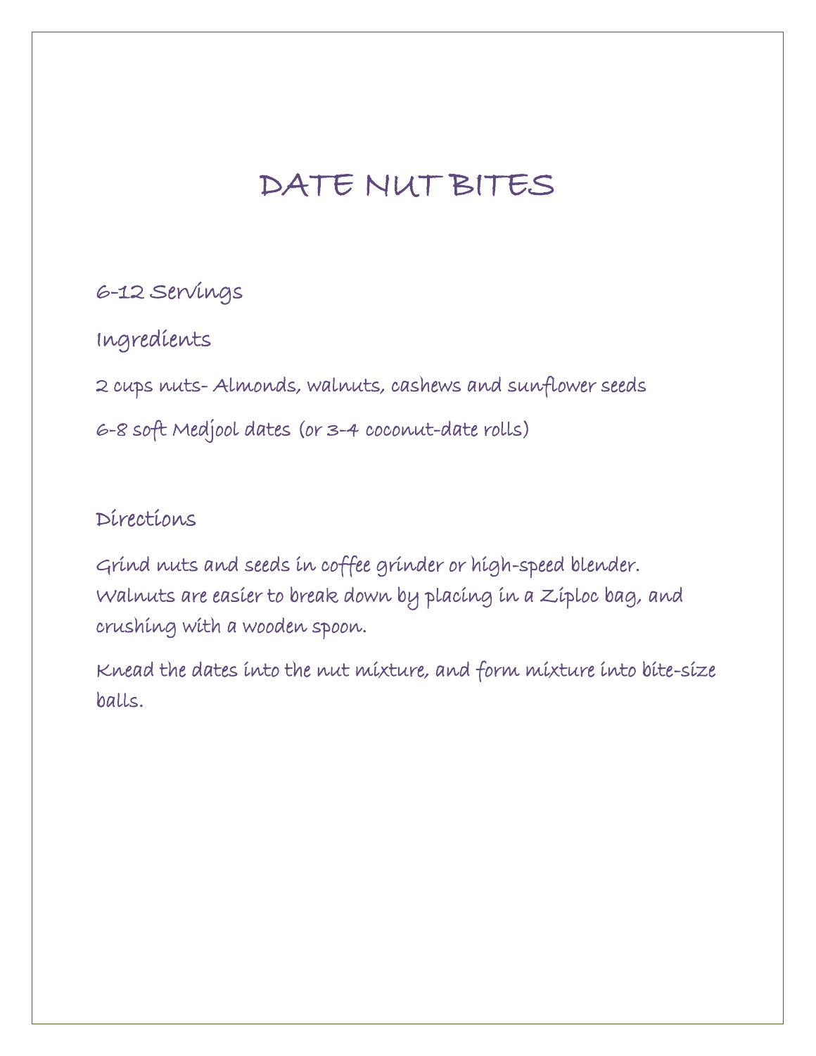# DATE NUT BITES

6-12 Servings

## Ingredients

2 cups nuts- Almonds, walnuts, cashews and sunflower seeds

6-8 soft Medjool dates (or 3-4 coconut-date rolls)

## Directions

Grind nuts and seeds in coffee grinder or high-speed blender. Walnuts are easier to break down by placing in a Ziploc bag, and crushing with a wooden spoon.

Knead the dates into the nut mixture, and form mixture into bite-size balls.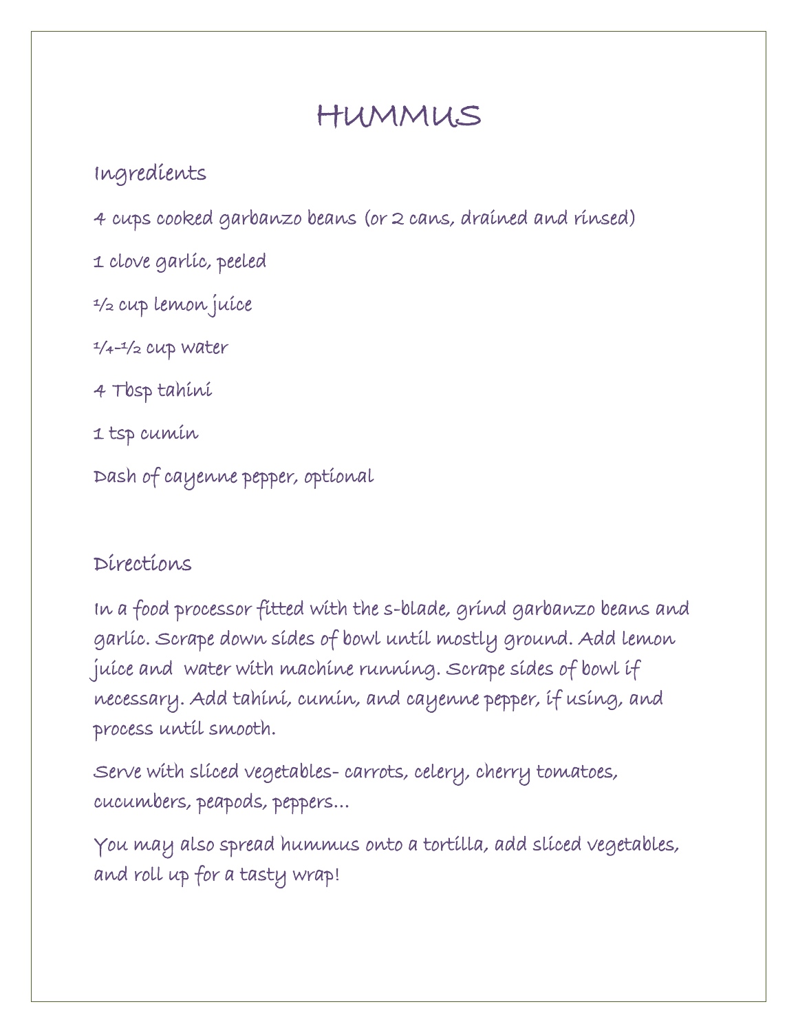# HUMMUS

## Ingredients

4 cups cooked garbanzo beans (or 2 cans, drained and rinsed)

1 clove garlic, peeled

½ cup lemon juice

¼-½ cup water

4 Tbsp tahini

1 tsp cumin

Dash of cayenne pepper, optional

## Directions

In a food processor fitted with the s-blade, grind garbanzo beans and garlic. Scrape down sides of bowl until mostly ground. Add lemon juice and water with machine running. Scrape sides of bowl if necessary. Add tahini, cumin, and cayenne pepper, if using, and process until smooth.

Serve with sliced vegetables- carrots, celery, cherry tomatoes, cucumbers, peapods, peppers…

You may also spread hummus onto a tortilla, add sliced vegetables, and roll up for a tasty wrap!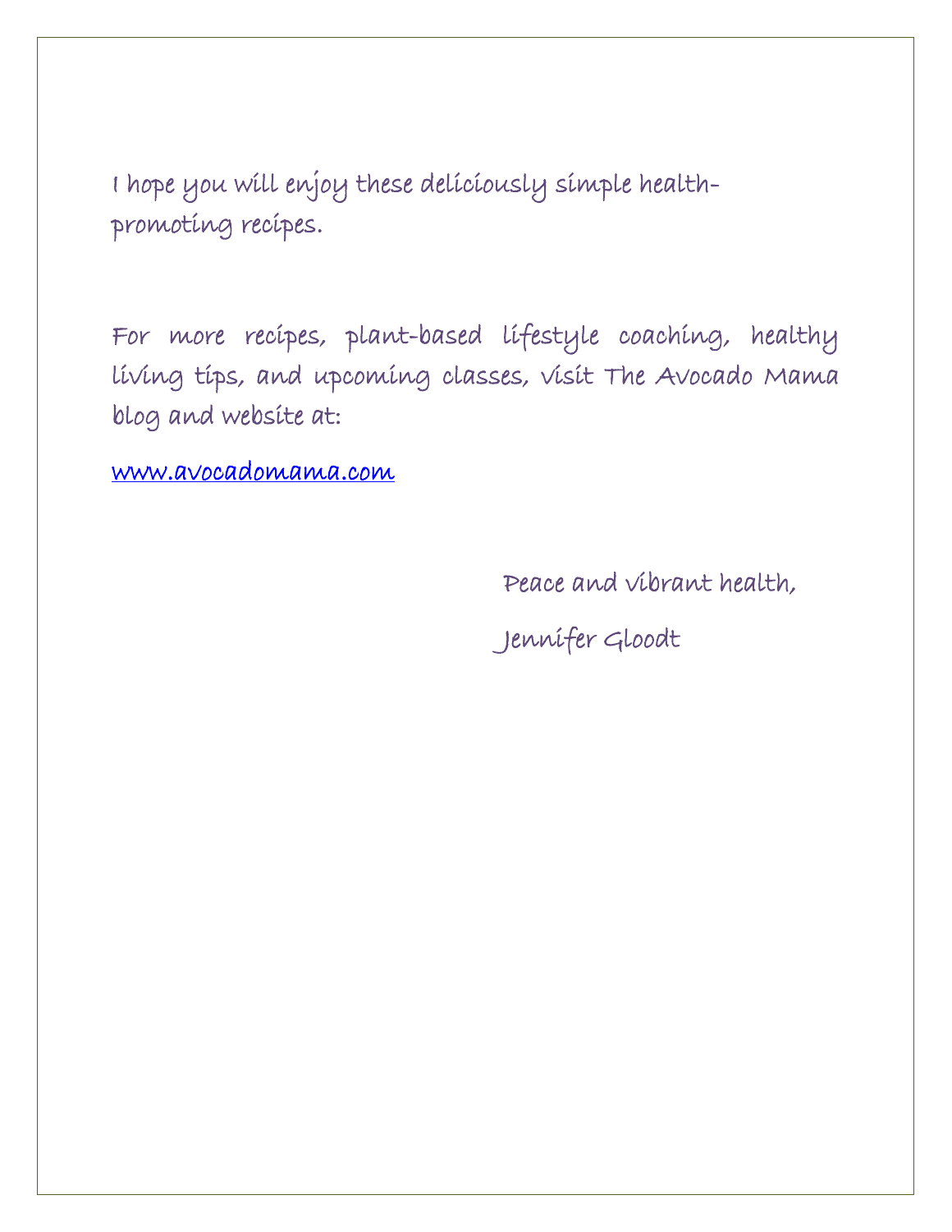I hope you will enjoy these deliciously simple health-promoting recipes.

For more recipes, plant-based lifestyle coaching, healthy living tips, and upcoming classes, visit The Avocado Mama blog and website at:

[www.avocadomama.com](http://www.avocadomama.com)

Peace and vibrant health,

Jennifer Gloodt